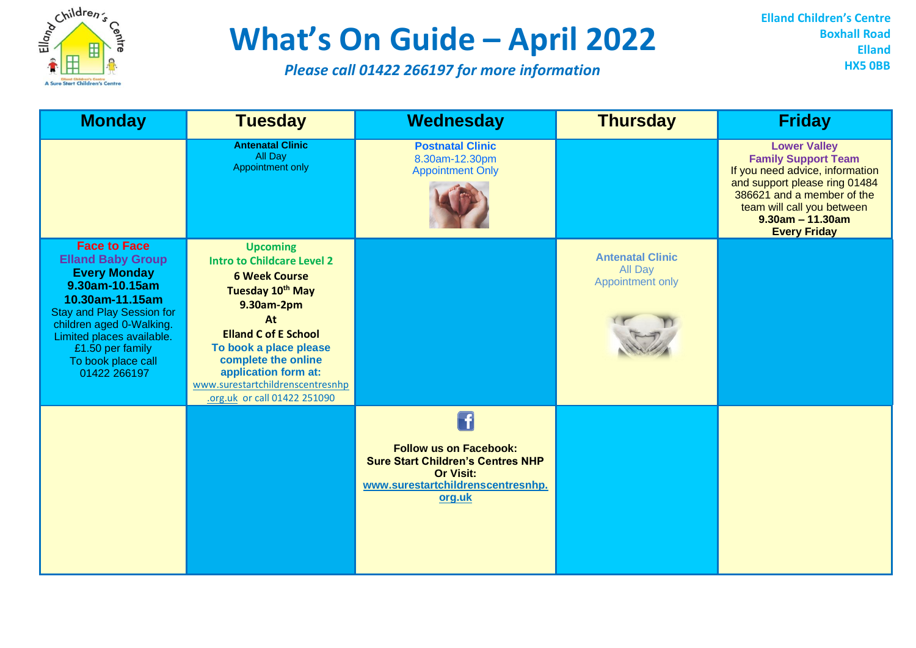# What's On Guide – April 2022

*Please call 01422 266197 for more information*

**Elland Children's Centre**
**Boxhall Road**
**Elland**
**HX5 0BB**

| Monday | Tuesday | Wednesday | Thursday | Friday |
|---|---|---|---|---|
| | **Antenatal Clinic** All Day Appointment only | **Postnatal Clinic** 8.30am-12.30pm Appointment Only | | **Lower Valley Family Support Team** If you need advice, information and support please ring 01484 386621 and a member of the team will call you between **9.30am – 11.30am Every Friday** |
| **Face to Face Elland Baby Group Every Monday 9.30am-10.15am 10.30am-11.15am** Stay and Play Session for children aged 0-Walking. Limited places available. £1.50 per family To book place call 01422 266197 | **Upcoming Intro to Childcare Level 2 6 Week Course Tuesday 10th May 9.30am-2pm At Elland C of E School To book a place please complete the online application form at:** www.surestartchildrenscentresnhp.org.uk or call 01422 251090 | | **Antenatal Clinic** All Day Appointment only | |
| | | **Follow us on Facebook: Sure Start Children's Centres NHP Or Visit: www.surestartchildrenscentresnhp.org.uk** | | |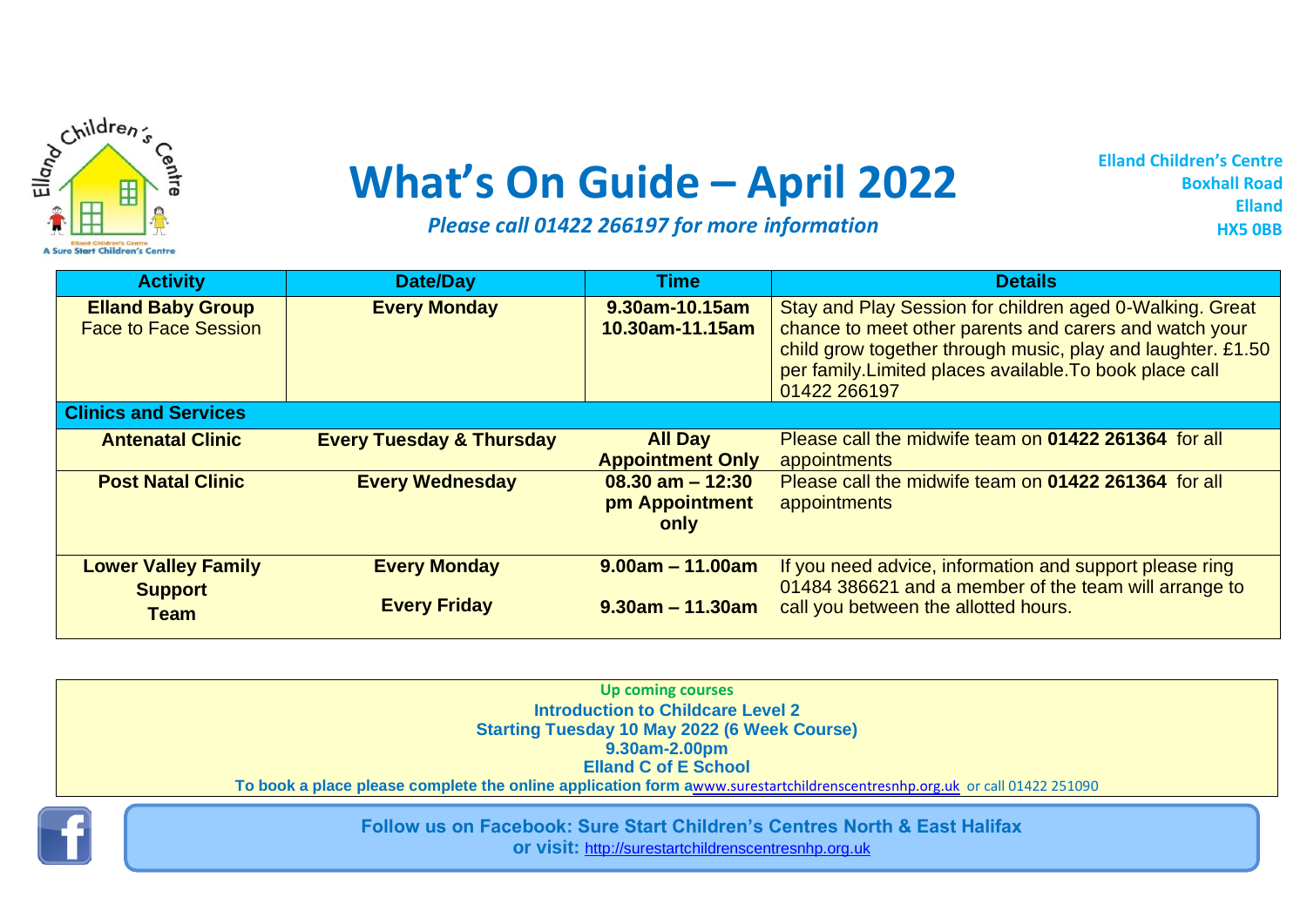# What's On Guide – April 2022

*Please call 01422 266197 for more information*

**Elland Children's Centre**
**Boxhall Road**
**Elland**
**HX5 0BB**

| Activity | Date/Day | Time | Details |
|---|---|---|---|
| **Elland Baby Group** Face to Face Session | **Every Monday** | **9.30am-10.15am 10.30am-11.15am** | Stay and Play Session for children aged 0-Walking. Great chance to meet other parents and carers and watch your child grow together through music, play and laughter. £1.50 per family.Limited places available.To book place call 01422 266197 |
| **Clinics and Services** | | | |
| **Antenatal Clinic** | **Every Tuesday & Thursday** | **All Day Appointment Only** | Please call the midwife team on **01422 261364** for all appointments |
| **Post Natal Clinic** | **Every Wednesday** | **08.30 am – 12:30 pm Appointment only** | Please call the midwife team on **01422 261364** for all appointments |
| **Lower Valley Family Support Team** | **Every Monday** <br> **Every Friday** | **9.00am – 11.00am** <br> **9.30am – 11.30am** | If you need advice, information and support please ring 01484 386621 and a member of the team will arrange to call you between the allotted hours. |

**Up coming courses**
**Introduction to Childcare Level 2**
**Starting Tuesday 10 May 2022 (6 Week Course)**
**9.30am-2.00pm**
**Elland C of E School**
**To book a place please complete the online application form a**www.surestartchildrenscentresnhp.org.uk or call 01422 251090

**Follow us on Facebook: Sure Start Children's Centres North & East Halifax**
**or visit:** http://surestartchildrenscentresnhp.org.uk